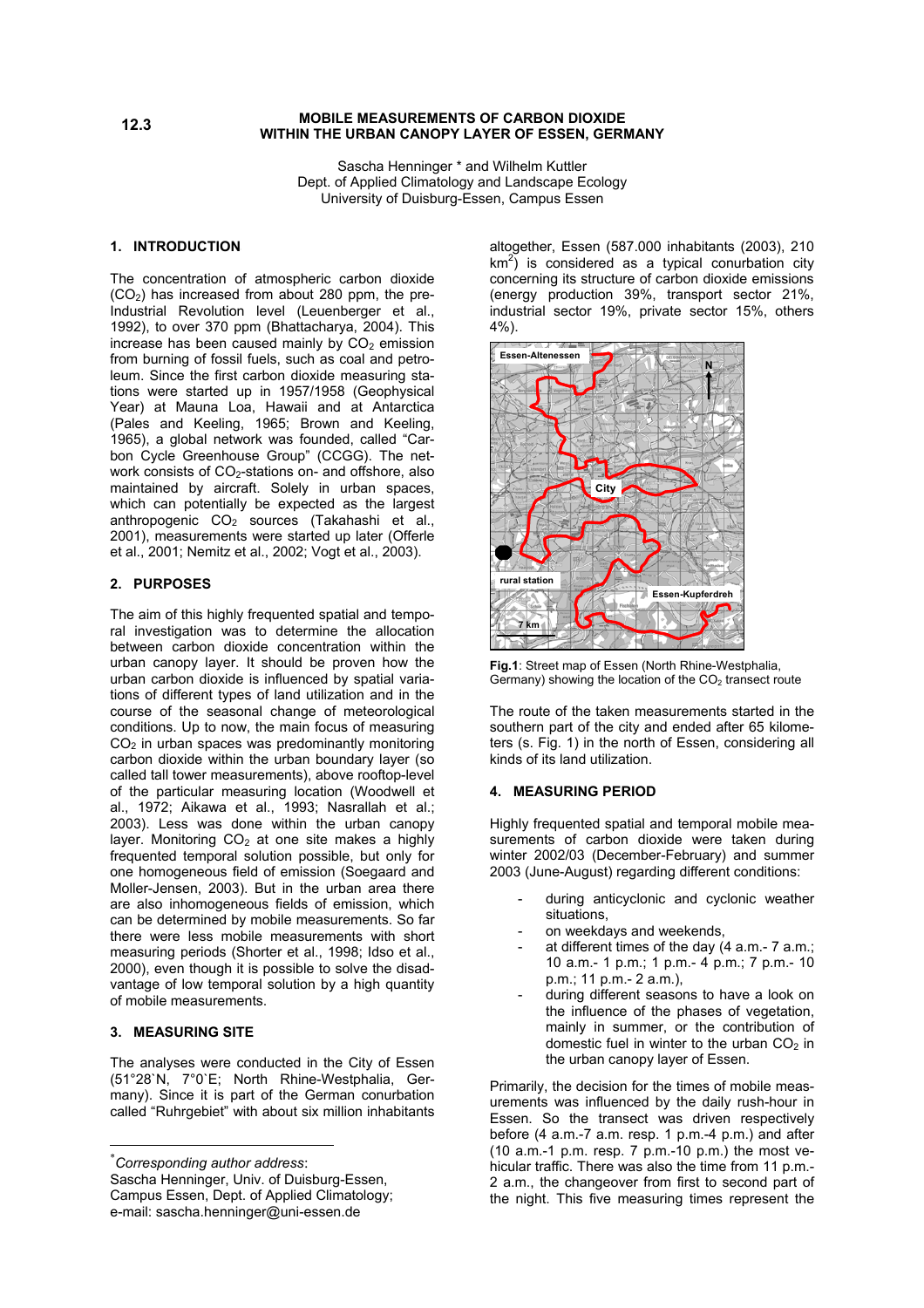**12.3**

# MOBILE MEASUREMENTS OF CARBON DIOXIDE WITHIN THE URBAN CANOPY LAYER OF ESSEN, GERMANY

Sascha Henninger * and Wilhelm Kuttler
Dept. of Applied Climatology and Landscape Ecology
University of Duisburg-Essen, Campus Essen

## 1. INTRODUCTION

The concentration of atmospheric carbon dioxide ($CO_2$) has increased from about 280 ppm, the pre-Industrial Revolution level (Leuenberger et al., 1992), to over 370 ppm (Bhattacharya, 2004). This increase has been caused mainly by $CO_2$ emission from burning of fossil fuels, such as coal and petroleum. Since the first carbon dioxide measuring stations were started up in 1957/1958 (Geophysical Year) at Mauna Loa, Hawaii and at Antarctica (Pales and Keeling, 1965; Brown and Keeling, 1965), a global network was founded, called "Carbon Cycle Greenhouse Group" (CCGG). The network consists of $CO_2$-stations on- and offshore, also maintained by aircraft. Solely in urban spaces, which can potentially be expected as the largest anthropogenic $CO_2$ sources (Takahashi et al., 2001), measurements were started up later (Offerle et al., 2001; Nemitz et al., 2002; Vogt et al., 2003).

## 2. PURPOSES

The aim of this highly frequented spatial and temporal investigation was to determine the allocation between carbon dioxide concentration within the urban canopy layer. It should be proven how the urban carbon dioxide is influenced by spatial variations of different types of land utilization and in the course of the seasonal change of meteorological conditions. Up to now, the main focus of measuring $CO_2$ in urban spaces was predominantly monitoring carbon dioxide within the urban boundary layer (so called tall tower measurements), above rooftop-level of the particular measuring location (Woodwell et al., 1972; Aikawa et al., 1993; Nasrallah et al.; 2003). Less was done within the urban canopy layer. Monitoring $CO_2$ at one site makes a highly frequented temporal solution possible, but only for one homogeneous field of emission (Soegaard and Moller-Jensen, 2003). But in the urban area there are also inhomogeneous fields of emission, which can be determined by mobile measurements. So far there were less mobile measurements with short measuring periods (Shorter et al., 1998; Idso et al., 2000), even though it is possible to solve the disadvantage of low temporal solution by a high quantity of mobile measurements.

## 3. MEASURING SITE

The analyses were conducted in the City of Essen (51°28`N, 7°0`E; North Rhine-Westphalia, Germany). Since it is part of the German conurbation called "Ruhrgebiet" with about six million inhabitants altogether, Essen (587.000 inhabitants (2003), 210 km$^2$) is considered as a typical conurbation city concerning its structure of carbon dioxide emissions (energy production 39%, transport sector 21%, industrial sector 19%, private sector 15%, others 4%).

**Fig.1**: Street map of Essen (North Rhine-Westphalia, Germany) showing the location of the $CO_2$ transect route

The route of the taken measurements started in the southern part of the city and ended after 65 kilometers (s. Fig. 1) in the north of Essen, considering all kinds of its land utilization.

## 4. MEASURING PERIOD

Highly frequented spatial and temporal mobile measurements of carbon dioxide were taken during winter 2002/03 (December-February) and summer 2003 (June-August) regarding different conditions:

- during anticyclonic and cyclonic weather situations,
- on weekdays and weekends,
- at different times of the day (4 a.m.- 7 a.m.; 10 a.m.- 1 p.m.; 1 p.m.- 4 p.m.; 7 p.m.- 10 p.m.; 11 p.m.- 2 a.m.),
- during different seasons to have a look on the influence of the phases of vegetation, mainly in summer, or the contribution of domestic fuel in winter to the urban $CO_2$ in the urban canopy layer of Essen.

Primarily, the decision for the times of mobile measurements was influenced by the daily rush-hour in Essen. So the transect was driven respectively before (4 a.m.-7 a.m. resp. 1 p.m.-4 p.m.) and after (10 a.m.-1 p.m. resp. 7 p.m.-10 p.m.) the most vehicular traffic. There was also the time from 11 p.m.-2 a.m., the changeover from first to second part of the night. This five measuring times represent the

---

*Corresponding author address*: Sascha Henninger, Univ. of Duisburg-Essen, Campus Essen, Dept. of Applied Climatology; e-mail: sascha.henninger@uni-essen.de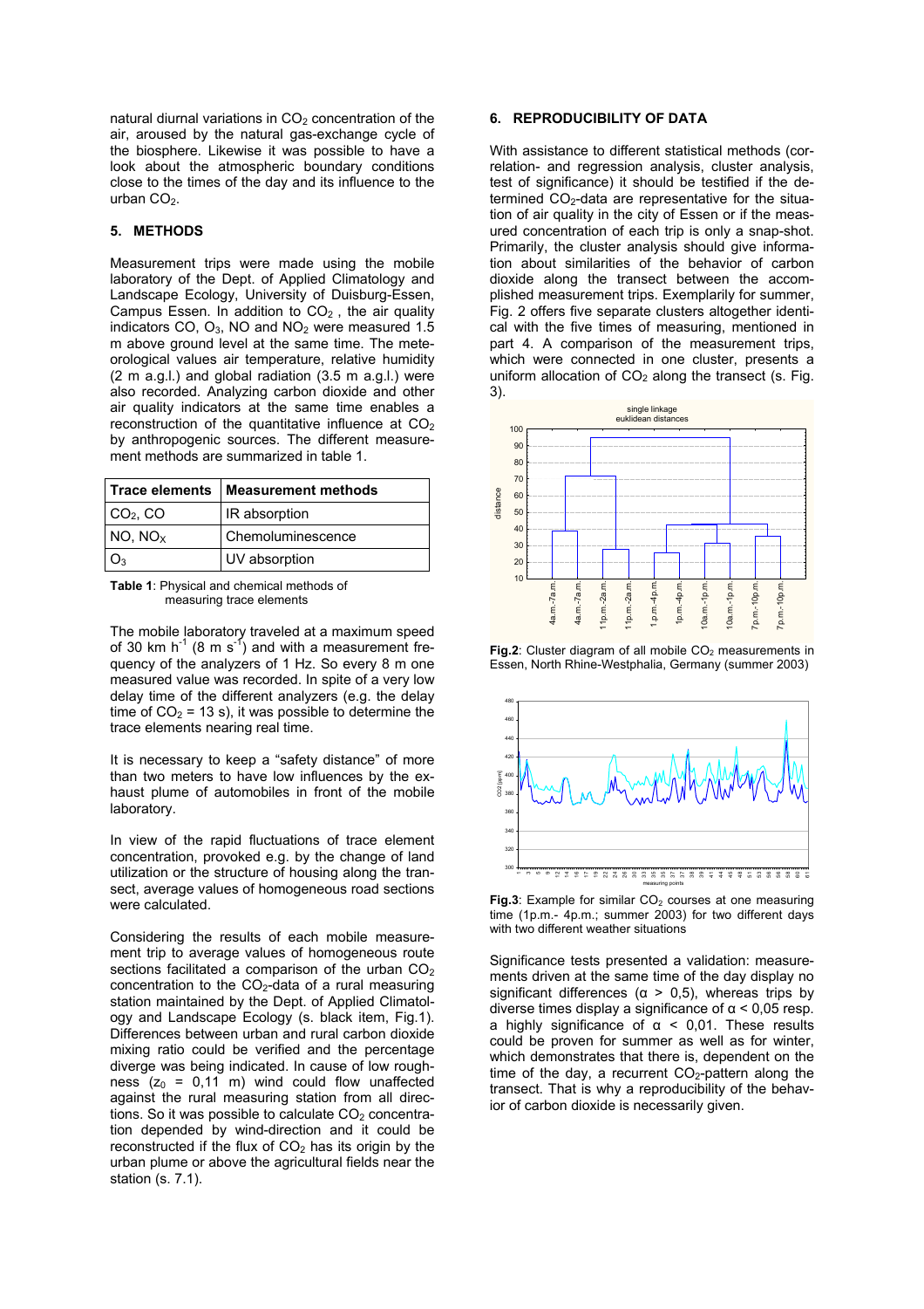natural diurnal variations in $CO_2$ concentration of the air, aroused by the natural gas-exchange cycle of the biosphere. Likewise it was possible to have a look about the atmospheric boundary conditions close to the times of the day and its influence to the urban $CO_2$.

## 5. METHODS

Measurement trips were made using the mobile laboratory of the Dept. of Applied Climatology and Landscape Ecology, University of Duisburg-Essen, Campus Essen. In addition to $CO_2$ , the air quality indicators CO, $O_3$, NO and $NO_2$ were measured 1.5 m above ground level at the same time. The meteorological values air temperature, relative humidity (2 m a.g.l.) and global radiation (3.5 m a.g.l.) were also recorded. Analyzing carbon dioxide and other air quality indicators at the same time enables a reconstruction of the quantitative influence at $CO_2$ by anthropogenic sources. The different measurement methods are summarized in table 1.

| Trace elements | Measurement methods |
|---|---|
| $CO_2$, CO | IR absorption |
| NO, $NO_X$ | Chemoluminescence |
| $O_3$ | UV absorption |

**Table 1**: Physical and chemical methods of measuring trace elements

The mobile laboratory traveled at a maximum speed of 30 km $h^{-1}$ (8 m $s^{-1}$) and with a measurement frequency of the analyzers of 1 Hz. So every 8 m one measured value was recorded. In spite of a very low delay time of the different analyzers (e.g. the delay time of $CO_2$ = 13 s), it was possible to determine the trace elements nearing real time.

It is necessary to keep a "safety distance" of more than two meters to have low influences by the exhaust plume of automobiles in front of the mobile laboratory.

In view of the rapid fluctuations of trace element concentration, provoked e.g. by the change of land utilization or the structure of housing along the transect, average values of homogeneous road sections were calculated.

Considering the results of each mobile measurement trip to average values of homogeneous route sections facilitated a comparison of the urban $CO_2$ concentration to the $CO_2$-data of a rural measuring station maintained by the Dept. of Applied Climatology and Landscape Ecology (s. black item, Fig.1). Differences between urban and rural carbon dioxide mixing ratio could be verified and the percentage diverge was being indicated. In cause of low roughness ($z_0$ = 0,11 m) wind could flow unaffected against the rural measuring station from all directions. So it was possible to calculate $CO_2$ concentration depended by wind-direction and it could be reconstructed if the flux of $CO_2$ has its origin by the urban plume or above the agricultural fields near the station (s. 7.1).

## 6. REPRODUCIBILITY OF DATA

With assistance to different statistical methods (correlation- and regression analysis, cluster analysis, test of significance) it should be testified if the determined $CO_2$-data are representative for the situation of air quality in the city of Essen or if the measured concentration of each trip is only a snap-shot. Primarily, the cluster analysis should give information about similarities of the behavior of carbon dioxide along the transect between the accomplished measurement trips. Exemplarily for summer, Fig. 2 offers five separate clusters altogether identical with the five times of measuring, mentioned in part 4. A comparison of the measurement trips, which were connected in one cluster, presents a uniform allocation of $CO_2$ along the transect (s. Fig. 3).

**Fig.2**: Cluster diagram of all mobile $CO_2$ measurements in Essen, North Rhine-Westphalia, Germany (summer 2003)

**Fig.3**: Example for similar $CO_2$ courses at one measuring time (1p.m.- 4p.m.; summer 2003) for two different days with two different weather situations

Significance tests presented a validation: measurements driven at the same time of the day display no significant differences (α > 0,5), whereas trips by diverse times display a significance of α < 0,05 resp. a highly significance of α < 0,01. These results could be proven for summer as well as for winter, which demonstrates that there is, dependent on the time of the day, a recurrent $CO_2$-pattern along the transect. That is why a reproducibility of the behavior of carbon dioxide is necessarily given.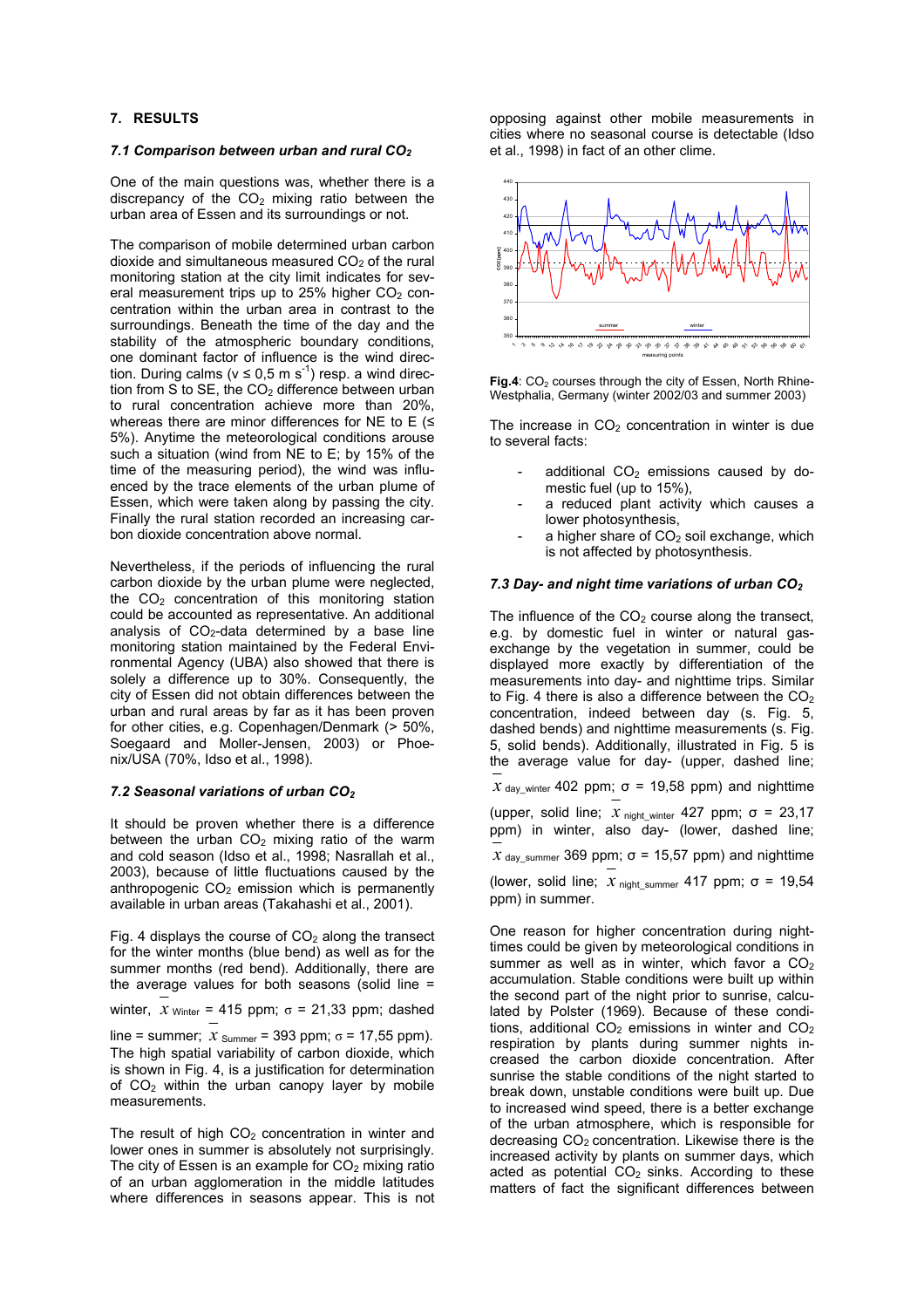## 7. RESULTS

### *7.1 Comparison between urban and rural $CO_2$*

One of the main questions was, whether there is a discrepancy of the $CO_2$ mixing ratio between the urban area of Essen and its surroundings or not.

The comparison of mobile determined urban carbon dioxide and simultaneous measured $CO_2$ of the rural monitoring station at the city limit indicates for several measurement trips up to 25% higher $CO_2$ concentration within the urban area in contrast to the surroundings. Beneath the time of the day and the stability of the atmospheric boundary conditions, one dominant factor of influence is the wind direction. During calms ($v \leq 0,5$ m $s^{-1}$) resp. a wind direction from S to SE, the $CO_2$ difference between urban to rural concentration achieve more than 20%, whereas there are minor differences for NE to E ($\leq$ 5%). Anytime the meteorological conditions arouse such a situation (wind from NE to E; by 15% of the time of the measuring period), the wind was influenced by the trace elements of the urban plume of Essen, which were taken along by passing the city. Finally the rural station recorded an increasing carbon dioxide concentration above normal.

Nevertheless, if the periods of influencing the rural carbon dioxide by the urban plume were neglected, the $CO_2$ concentration of this monitoring station could be accounted as representative. An additional analysis of $CO_2$-data determined by a base line monitoring station maintained by the Federal Environmental Agency (UBA) also showed that there is solely a difference up to 30%. Consequently, the city of Essen did not obtain differences between the urban and rural areas by far as it has been proven for other cities, e.g. Copenhagen/Denmark (> 50%, Soegaard and Moller-Jensen, 2003) or Phoenix/USA (70%, Idso et al., 1998).

### *7.2 Seasonal variations of urban $CO_2$*

It should be proven whether there is a difference between the urban $CO_2$ mixing ratio of the warm and cold season (Idso et al., 1998; Nasrallah et al., 2003), because of little fluctuations caused by the anthropogenic $CO_2$ emission which is permanently available in urban areas (Takahashi et al., 2001).

Fig. 4 displays the course of $CO_2$ along the transect for the winter months (blue bend) as well as for the summer months (red bend). Additionally, there are the average values for both seasons (solid line = winter, $\bar{x}_{Winter}$ = 415 ppm; $\sigma$ = 21,33 ppm; dashed line = summer; $\bar{x}_{Summer}$ = 393 ppm; $\sigma$ = 17,55 ppm). The high spatial variability of carbon dioxide, which is shown in Fig. 4, is a justification for determination of $CO_2$ within the urban canopy layer by mobile measurements.

The result of high $CO_2$ concentration in winter and lower ones in summer is absolutely not surprisingly. The city of Essen is an example for $CO_2$ mixing ratio of an urban agglomeration in the middle latitudes where differences in seasons appear. This is not opposing against other mobile measurements in cities where no seasonal course is detectable (Idso et al., 1998) in fact of an other clime.

**Fig.4**: $CO_2$ courses through the city of Essen, North Rhine-Westphalia, Germany (winter 2002/03 and summer 2003)

The increase in $CO_2$ concentration in winter is due to several facts:

- additional $CO_2$ emissions caused by domestic fuel (up to 15%),
- a reduced plant activity which causes a lower photosynthesis,
- a higher share of $CO_2$ soil exchange, which is not affected by photosynthesis.

### *7.3 Day- and night time variations of urban $CO_2$*

The influence of the $CO_2$ course along the transect, e.g. by domestic fuel in winter or natural gas-exchange by the vegetation in summer, could be displayed more exactly by differentiation of the measurements into day- and nighttime trips. Similar to Fig. 4 there is also a difference between the $CO_2$ concentration, indeed between day (s. Fig. 5, dashed bends) and nighttime measurements (s. Fig. 5, solid bends). Additionally, illustrated in Fig. 5 is the average value for day- (upper, dashed line; $\bar{x}_{day\_winter}$ 402 ppm; $\sigma$ = 19,58 ppm) and nighttime (upper, solid line; $\bar{x}_{night\_winter}$ 427 ppm; $\sigma$ = 23,17 ppm) in winter, also day- (lower, dashed line; $\bar{x}_{day\_summer}$ 369 ppm; $\sigma$ = 15,57 ppm) and nighttime (lower, solid line; $\bar{x}_{night\_summer}$ 417 ppm; $\sigma$ = 19,54 ppm) in summer.

One reason for higher concentration during nighttimes could be given by meteorological conditions in summer as well as in winter, which favor a $CO_2$ accumulation. Stable conditions were built up within the second part of the night prior to sunrise, calculated by Polster (1969). Because of these conditions, additional $CO_2$ emissions in winter and $CO_2$ respiration by plants during summer nights increased the carbon dioxide concentration. After sunrise the stable conditions of the night started to break down, unstable conditions were built up. Due to increased wind speed, there is a better exchange of the urban atmosphere, which is responsible for decreasing $CO_2$ concentration. Likewise there is the increased activity by plants on summer days, which acted as potential $CO_2$ sinks. According to these matters of fact the significant differences between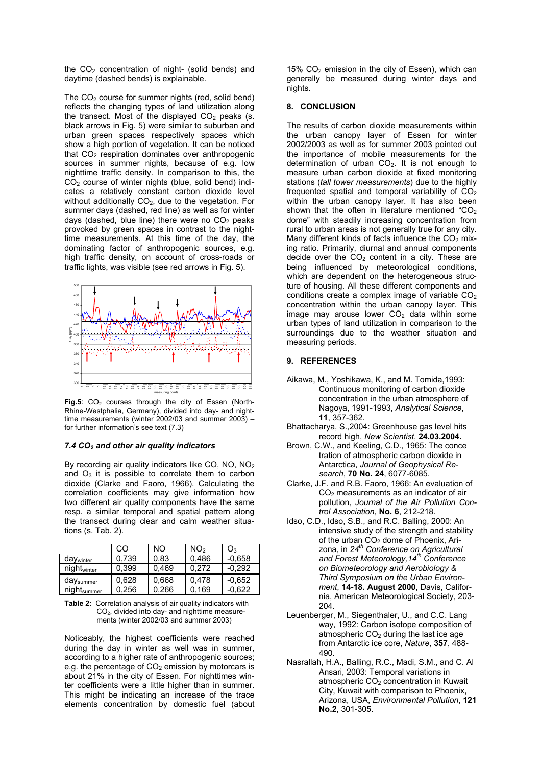the $CO_2$ concentration of night- (solid bends) and daytime (dashed bends) is explainable.

The $CO_2$ course for summer nights (red, solid bend) reflects the changing types of land utilization along the transect. Most of the displayed $CO_2$ peaks (s. black arrows in Fig. 5) were similar to suburban and urban green spaces respectively spaces which show a high portion of vegetation. It can be noticed that $CO_2$ respiration dominates over anthropogenic sources in summer nights, because of e.g. low nighttime traffic density. In comparison to this, the $CO_2$ course of winter nights (blue, solid bend) indicates a relatively constant carbon dioxide level without additionally $CO_2$, due to the vegetation. For summer days (dashed, red line) as well as for winter days (dashed, blue line) there were no $CO_2$ peaks provoked by green spaces in contrast to the nighttime measurements. At this time of the day, the dominating factor of anthropogenic sources, e.g. high traffic density, on account of cross-roads or traffic lights, was visible (see red arrows in Fig. 5).

**Fig.5**: $CO_2$ courses through the city of Essen (North-Rhine-Westphalia, Germany), divided into day- and nighttime measurements (winter 2002/03 and summer 2003) – for further information's see text (7.3)

### *7.4 $CO_2$ and other air quality indicators*

By recording air quality indicators like CO, NO, $NO_2$ and $O_3$ it is possible to correlate them to carbon dioxide (Clarke and Faoro, 1966). Calculating the correlation coefficients may give information how two different air quality components have the same resp. a similar temporal and spatial pattern along the transect during clear and calm weather situations (s. Tab. 2).

| | CO | NO | $NO_2$ | $O_3$ |
|---|---|---|---|---|
| $day_{winter}$ | 0,739 | 0,83 | 0,486 | -0,658 |
| $night_{winter}$ | 0,399 | 0,469 | 0,272 | -0,292 |
| $day_{summer}$ | 0,628 | 0,668 | 0,478 | -0,652 |
| $night_{summer}$ | 0,256 | 0,266 | 0,169 | -0,622 |

**Table 2**: Correlation analysis of air quality indicators with $CO_2$, divided into day- and nighttime measurements (winter 2002/03 and summer 2003)

Noticeably, the highest coefficients were reached during the day in winter as well was in summer, according to a higher rate of anthropogenic sources; e.g. the percentage of $CO_2$ emission by motorcars is about 21% in the city of Essen. For nighttimes winter coefficients were a little higher than in summer. This might be indicating an increase of the trace elements concentration by domestic fuel (about 15% $CO_2$ emission in the city of Essen), which can generally be measured during winter days and nights.

## 8. CONCLUSION

The results of carbon dioxide measurements within the urban canopy layer of Essen for winter 2002/2003 as well as for summer 2003 pointed out the importance of mobile measurements for the determination of urban $CO_2$. It is not enough to measure urban carbon dioxide at fixed monitoring stations (*tall tower measurements*) due to the highly frequented spatial and temporal variability of $CO_2$ within the urban canopy layer. It has also been shown that the often in literature mentioned "$CO_2$ dome" with steadily increasing concentration from rural to urban areas is not generally true for any city. Many different kinds of facts influence the $CO_2$ mixing ratio. Primarily, diurnal and annual components decide over the $CO_2$ content in a city. These are being influenced by meteorological conditions, which are dependent on the heterogeneous structure of housing. All these different components and conditions create a complex image of variable $CO_2$ concentration within the urban canopy layer. This image may arouse lower $CO_2$ data within some urban types of land utilization in comparison to the surroundings due to the weather situation and measuring periods.

## 9. REFERENCES

Aikawa, M., Yoshikawa, K., and M. Tomida,1993: Continuous monitoring of carbon dioxide concentration in the urban atmosphere of Nagoya, 1991-1993, *Analytical Science*, **11**, 357-362.

Bhattacharya, S.,2004: Greenhouse gas level hits record high, *New Scientist*, **24.03.2004.**

Brown, C.W., and Keeling, C.D., 1965: The concentration of atmospheric carbon dioxide in Antarctica, *Journal of Geophysical Research*, **70 No. 24**, 6077-6085.

Clarke, J.F. and R.B. Faoro, 1966: An evaluation of $CO_2$ measurements as an indicator of air pollution, *Journal of the Air Pollution Control Association*, **No. 6**, 212-218.

Idso, C.D., Idso, S.B., and R.C. Balling, 2000: An intensive study of the strength and stability of the urban $CO_2$ dome of Phoenix, Arizona, in *24th Conference on Agricultural and Forest Meteorology,14th Conference on Biometeorology and Aerobiology & Third Symposium on the Urban Environment*, **14-18. August 2000**, Davis, California, American Meteorological Society, 203-204.

Leuenberger, M., Siegenthaler, U., and C.C. Langway, 1992: Carbon isotope composition of atmospheric $CO_2$ during the last ice age from Antarctic ice core, *Nature*, **357**, 488-490.

Nasrallah, H.A., Balling, R.C., Madi, S.M., and C. Al Ansari, 2003: Temporal variations in atmospheric $CO_2$ concentration in Kuwait City, Kuwait with comparison to Phoenix, Arizona, USA, *Environmental Pollution*, **121 No.2**, 301-305.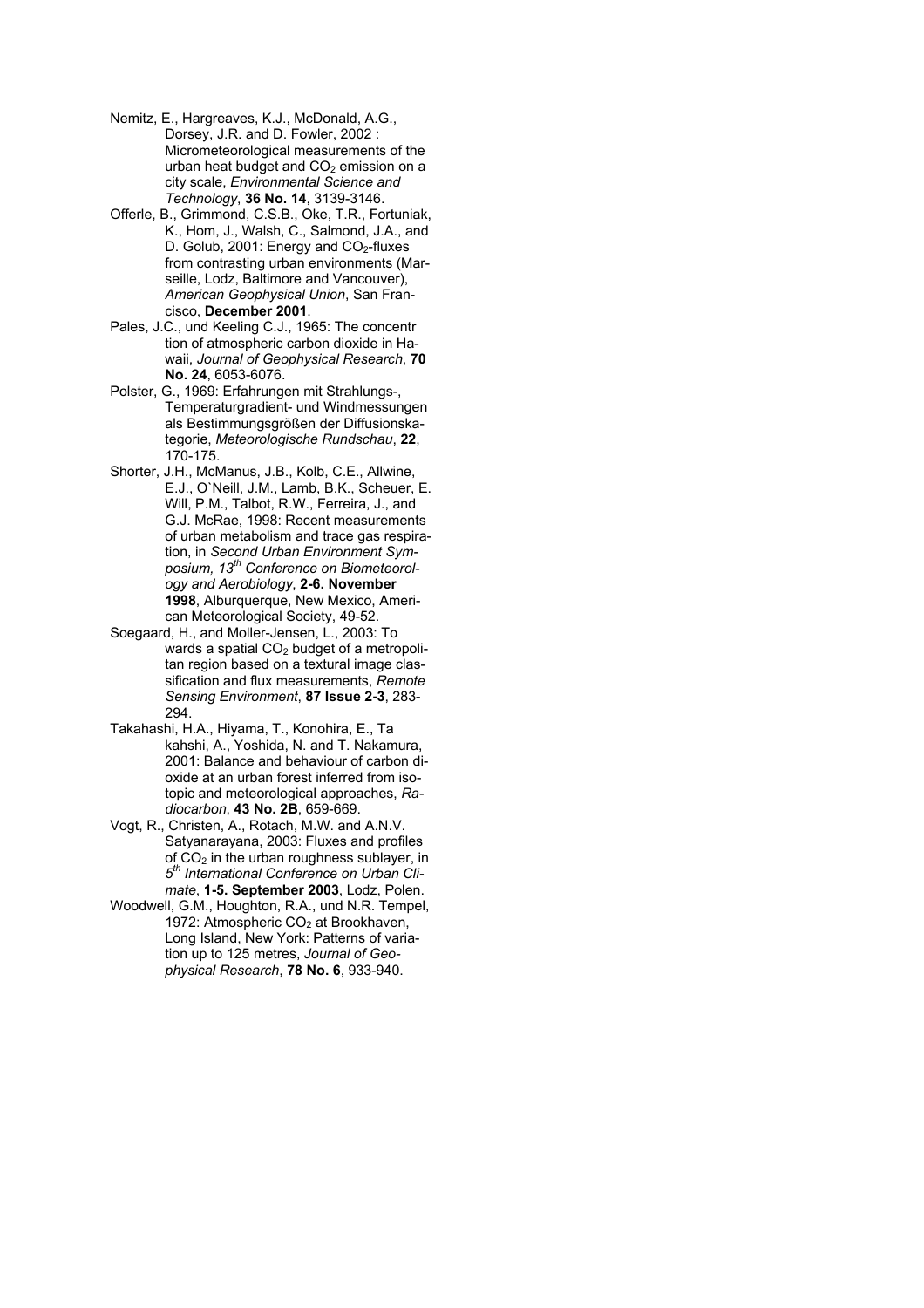Nemitz, E., Hargreaves, K.J., McDonald, A.G., Dorsey, J.R. and D. Fowler, 2002 : Micrometeorological measurements of the urban heat budget and $CO_2$ emission on a city scale, *Environmental Science and Technology*, **36 No. 14**, 3139-3146.

Offerle, B., Grimmond, C.S.B., Oke, T.R., Fortuniak, K., Hom, J., Walsh, C., Salmond, J.A., and D. Golub, 2001: Energy and $CO_2$-fluxes from contrasting urban environments (Marseille, Lodz, Baltimore and Vancouver), *American Geophysical Union*, San Francisco, **December 2001**.

Pales, J.C., und Keeling C.J., 1965: The concentr tion of atmospheric carbon dioxide in Hawaii, *Journal of Geophysical Research*, **70 No. 24**, 6053-6076.

Polster, G., 1969: Erfahrungen mit Strahlungs-, Temperaturgradient- und Windmessungen als Bestimmungsgrößen der Diffusionskategorie, *Meteorologische Rundschau*, **22**, 170-175.

Shorter, J.H., McManus, J.B., Kolb, C.E., Allwine, E.J., O`Neill, J.M., Lamb, B.K., Scheuer, E. Will, P.M., Talbot, R.W., Ferreira, J., and G.J. McRae, 1998: Recent measurements of urban metabolism and trace gas respiration, in *Second Urban Environment Symposium, 13th Conference on Biometeorology and Aerobiology*, **2-6. November 1998**, Alburquerque, New Mexico, American Meteorological Society, 49-52.

Soegaard, H., and Moller-Jensen, L., 2003: To wards a spatial $CO_2$ budget of a metropolitan region based on a textural image classification and flux measurements, *Remote Sensing Environment*, **87 Issue 2-3**, 283-294.

Takahashi, H.A., Hiyama, T., Konohira, E., Ta kahshi, A., Yoshida, N. and T. Nakamura, 2001: Balance and behaviour of carbon dioxide at an urban forest inferred from isotopic and meteorological approaches, *Radiocarbon*, **43 No. 2B**, 659-669.

Vogt, R., Christen, A., Rotach, M.W. and A.N.V. Satyanarayana, 2003: Fluxes and profiles of $CO_2$ in the urban roughness sublayer, in *5th International Conference on Urban Climate*, **1-5. September 2003**, Lodz, Polen.

Woodwell, G.M., Houghton, R.A., und N.R. Tempel, 1972: Atmospheric $CO_2$ at Brookhaven, Long Island, New York: Patterns of variation up to 125 metres, *Journal of Geophysical Research*, **78 No. 6**, 933-940.